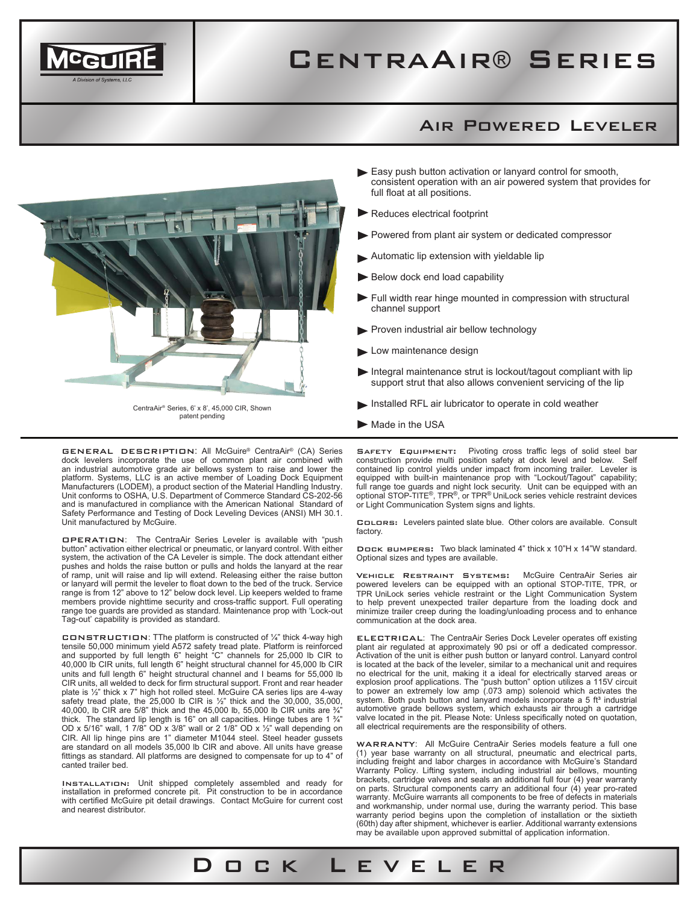# CentraAir® Series

## Air Powered Leveler

CentraAir® Series, 6' x 8', 45,000 CIR, Shown
patent pending

- Easy push button activation or lanyard control for smooth, consistent operation with an air powered system that provides for full float at all positions.
- Reduces electrical footprint
- Powered from plant air system or dedicated compressor
- Automatic lip extension with yieldable lip
- Below dock end load capability
- Full width rear hinge mounted in compression with structural channel support
- Proven industrial air bellow technology
- Low maintenance design
- Integral maintenance strut is lockout/tagout compliant with lip support strut that also allows convenient servicing of the lip
- Installed RFL air lubricator to operate in cold weather
- Made in the USA

**General Description**: All McGuire® CentraAir® (CA) Series dock levelers incorporate the use of common plant air combined with an industrial automotive grade air bellows system to raise and lower the platform. Systems, LLC is an active member of Loading Dock Equipment Manufacturers (LODEM), a product section of the Material Handling Industry. Unit conforms to OSHA, U.S. Department of Commerce Standard CS-202-56 and is manufactured in compliance with the American National Standard of Safety Performance and Testing of Dock Leveling Devices (ANSI) MH 30.1. Unit manufactured by McGuire.

**Operation**: The CentraAir Series Leveler is available with "push button" activation either electrical or pneumatic, or lanyard control. With either system, the activation of the CA Leveler is simple. The dock attendant either pushes and holds the raise button or pulls and holds the lanyard at the rear of ramp, unit will raise and lip will extend. Releasing either the raise button or lanyard will permit the leveler to float down to the bed of the truck. Service range is from 12" above to 12" below dock level. Lip keepers welded to frame members provide nighttime security and cross-traffic support. Full operating range toe guards are provided as standard. Maintenance prop with 'Lock-out Tag-out' capability is provided as standard.

**Construction**: TThe platform is constructed of ¼" thick 4-way high tensile 50,000 minimum yield A572 safety tread plate. Platform is reinforced and supported by full length 6" height "C" channels for 25,000 lb CIR to 40,000 lb CIR units, full length 6" height structural channel for 45,000 lb CIR units and full length 6" height structural channel and I beams for 55,000 lb CIR units, all welded to deck for firm structural support. Front and rear header plate is ½" thick x 7" high hot rolled steel. McGuire CA series lips are 4-way safety tread plate, the 25,000 lb CIR is ½" thick and the 30,000, 35,000, 40,000, lb CIR are 5/8" thick and the 45,000 lb, 55,000 lb CIR units are ¾" thick. The standard lip length is 16" on all capacities. Hinge tubes are 1 ¾" OD x 5/16" wall, 1 7/8" OD x 3/8" wall or 2 1/8" OD x ½" wall depending on CIR. All lip hinge pins are 1" diameter M1044 steel. Steel header gussets are standard on all models 35,000 lb CIR and above. All units have grease fittings as standard. All platforms are designed to compensate for up to 4" of canted trailer bed.

**Installation:** Unit shipped completely assembled and ready for installation in preformed concrete pit. Pit construction to be in accordance with certified McGuire pit detail drawings. Contact McGuire for current cost and nearest distributor.

**Safety Equipment:** Pivoting cross traffic legs of solid steel bar construction provide multi position safety at dock level and below. Self contained lip control yields under impact from incoming trailer. Leveler is equipped with built-in maintenance prop with "Lockout/Tagout" capability; full range toe guards and night lock security. Unit can be equipped with an optional STOP-TITE®, TPR®, or TPR® UniLock series vehicle restraint devices or Light Communication System signs and lights.

**Colors:** Levelers painted slate blue. Other colors are available. Consult factory.

**Dock bumpers:** Two black laminated 4" thick x 10"H x 14"W standard. Optional sizes and types are available.

**Vehicle Restraint Systems:** McGuire CentraAir Series air powered levelers can be equipped with an optional STOP-TITE, TPR, or TPR UniLock series vehicle restraint or the Light Communication System to help prevent unexpected trailer departure from the loading dock and minimize trailer creep during the loading/unloading process and to enhance communication at the dock area.

**Electrical**: The CentraAir Series Dock Leveler operates off existing plant air regulated at approximately 90 psi or off a dedicated compressor. Activation of the unit is either push button or lanyard control. Lanyard control is located at the back of the leveler, similar to a mechanical unit and requires no electrical for the unit, making it a ideal for electrically starved areas or explosion proof applications. The "push button" option utilizes a 115V circuit to power an extremely low amp (.073 amp) solenoid which activates the system. Both push button and lanyard models incorporate a 5 ft³ industrial automotive grade bellows system, which exhausts air through a cartridge valve located in the pit. Please Note: Unless specifically noted on quotation, all electrical requirements are the responsibility of others.

**Warranty**: All McGuire CentraAir Series models feature a full one (1) year base warranty on all structural, pneumatic and electrical parts, including freight and labor charges in accordance with McGuire's Standard Warranty Policy. Lifting system, including industrial air bellows, mounting brackets, cartridge valves and seals an additional full four (4) year warranty on parts. Structural components carry an additional four (4) year pro-rated warranty. McGuire warrants all components to be free of defects in materials and workmanship, under normal use, during the warranty period. This base warranty period begins upon the completion of installation or the sixtieth (60th) day after shipment, whichever is earlier. Additional warranty extensions may be available upon approved submittal of application information.

## Dock Leveler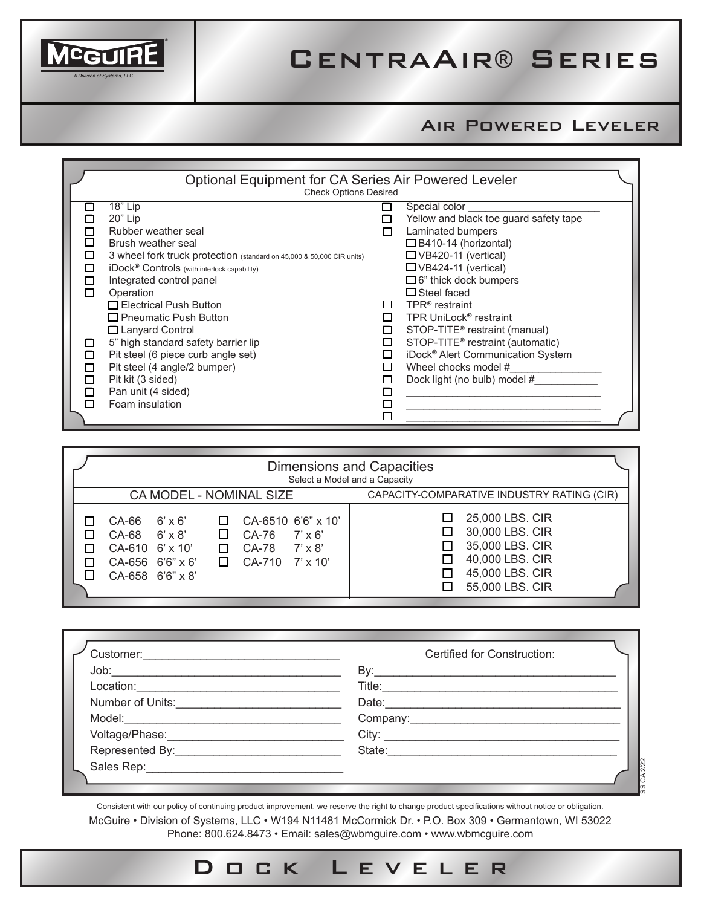# CentraAir® Series

## Air Powered Leveler

### Optional Equipment for CA Series Air Powered Leveler

Check Options Desired

- ☐ 18" Lip
- ☐ 20" Lip
- ☐ Rubber weather seal
- ☐ Brush weather seal
- ☐ 3 wheel fork truck protection (standard on 45,000 & 50,000 CIR units)
- ☐ iDock® Controls (with interlock capability)
- ☐ Integrated control panel
- ☐ Operation
  - ☐ Electrical Push Button
  - ☐ Pneumatic Push Button
  - ☐ Lanyard Control
- ☐ 5" high standard safety barrier lip
- ☐ Pit steel (6 piece curb angle set)
- ☐ Pit steel (4 angle/2 bumper)
- ☐ Pit kit (3 sided)
- ☐ Pan unit (4 sided)
- ☐ Foam insulation
- ☐ Special color ______________________
- ☐ Yellow and black toe guard safety tape
- ☐ Laminated bumpers
  - ☐ B410-14 (horizontal)
  - ☐ VB420-11 (vertical)
  - ☐ VB424-11 (vertical)
  - ☐ 6" thick dock bumpers
  - ☐ Steel faced
- ☐ TPR® restraint
- ☐ TPR UniLock® restraint
- ☐ STOP-TITE® restraint (manual)
- ☐ STOP-TITE® restraint (automatic)
- ☐ iDock® Alert Communication System
- ☐ Wheel chocks model #_______________
- ☐ Dock light (no bulb) model #__________
- ☐ ________________________________
- ☐ ________________________________
- ☐ ________________________________

### Dimensions and Capacities

Select a Model and a Capacity

| CA MODEL - NOMINAL SIZE | | CAPACITY-COMPARATIVE INDUSTRY RATING (CIR) |
|---|---|---|
| ☐ CA-66 6' x 6' | ☐ CA-6510 6'6" x 10' | ☐ 25,000 LBS. CIR |
| ☐ CA-68 6' x 8' | ☐ CA-76 7' x 6' | ☐ 30,000 LBS. CIR |
| ☐ CA-610 6' x 10' | ☐ CA-78 7' x 8' | ☐ 35,000 LBS. CIR |
| ☐ CA-656 6'6" x 6' | ☐ CA-710 7' x 10' | ☐ 40,000 LBS. CIR |
| ☐ CA-658 6'6" x 8' | | ☐ 45,000 LBS. CIR |
| | | ☐ 55,000 LBS. CIR |

Customer:______________________________
Job:__________________________________
Location:______________________________
Number of Units:________________________
Model:________________________________
Voltage/Phase:__________________________
Represented By:_________________________
Sales Rep:_____________________________

Certified for Construction:

By:___________________________________
Title:_________________________________
Date:_________________________________
Company:______________________________
City: _________________________________
State:_________________________________

SS CA 2/22

Consistent with our policy of continuing product improvement, we reserve the right to change product specifications without notice or obligation.

McGuire • Division of Systems, LLC • W194 N11481 McCormick Dr. • P.O. Box 309 • Germantown, WI 53022
Phone: 800.624.8473 • Email: sales@wbmguire.com • www.wbmcguire.com

## Dock Leveler